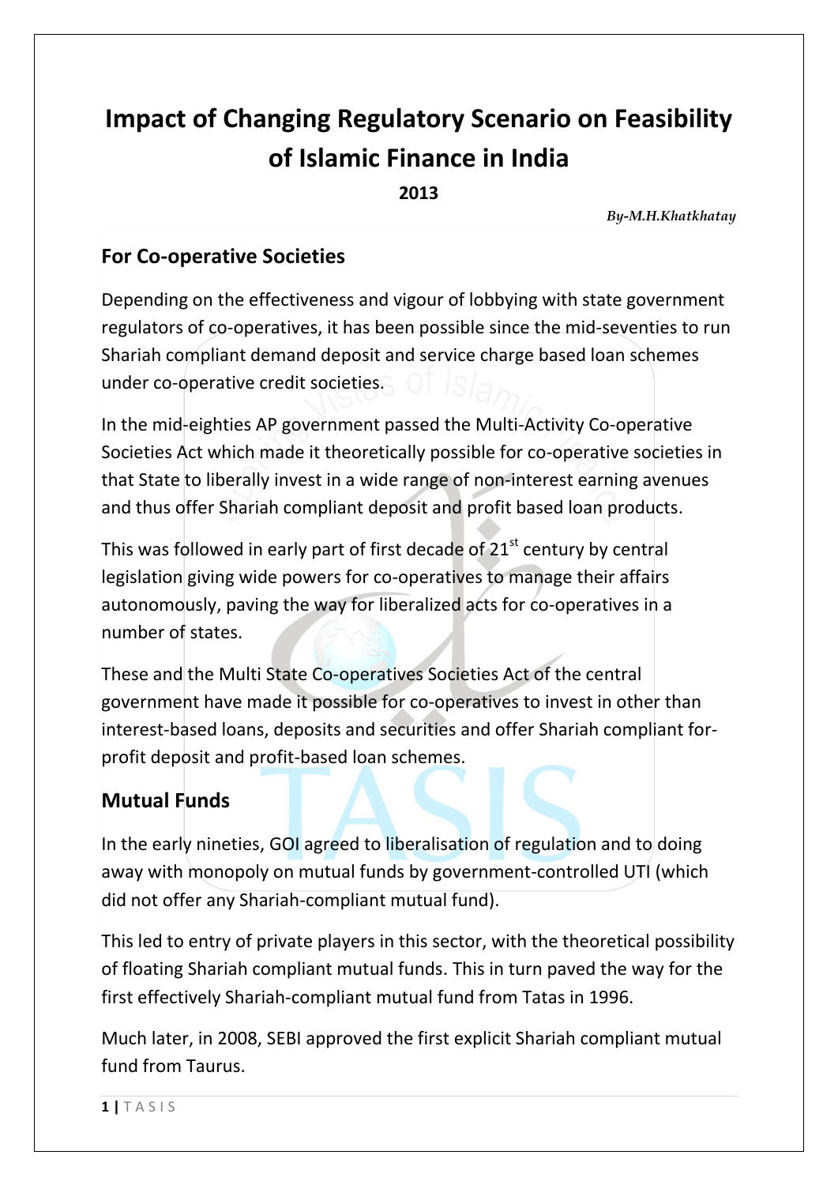# Impact of Changing Regulatory Scenario on Feasibility of Islamic Finance in India

**2013**

*By-M.H.Khatkhatay*

## For Co-operative Societies

Depending on the effectiveness and vigour of lobbying with state government regulators of co-operatives, it has been possible since the mid-seventies to run Shariah compliant demand deposit and service charge based loan schemes under co-operative credit societies.

In the mid-eighties AP government passed the Multi-Activity Co-operative Societies Act which made it theoretically possible for co-operative societies in that State to liberally invest in a wide range of non-interest earning avenues and thus offer Shariah compliant deposit and profit based loan products.

This was followed in early part of first decade of 21st century by central legislation giving wide powers for co-operatives to manage their affairs autonomously, paving the way for liberalized acts for co-operatives in a number of states.

These and the Multi State Co-operatives Societies Act of the central government have made it possible for co-operatives to invest in other than interest-based loans, deposits and securities and offer Shariah compliant for-profit deposit and profit-based loan schemes.

## Mutual Funds

In the early nineties, GOI agreed to liberalisation of regulation and to doing away with monopoly on mutual funds by government-controlled UTI (which did not offer any Shariah-compliant mutual fund).

This led to entry of private players in this sector, with the theoretical possibility of floating Shariah compliant mutual funds. This in turn paved the way for the first effectively Shariah-compliant mutual fund from Tatas in 1996.

Much later, in 2008, SEBI approved the first explicit Shariah compliant mutual fund from Taurus.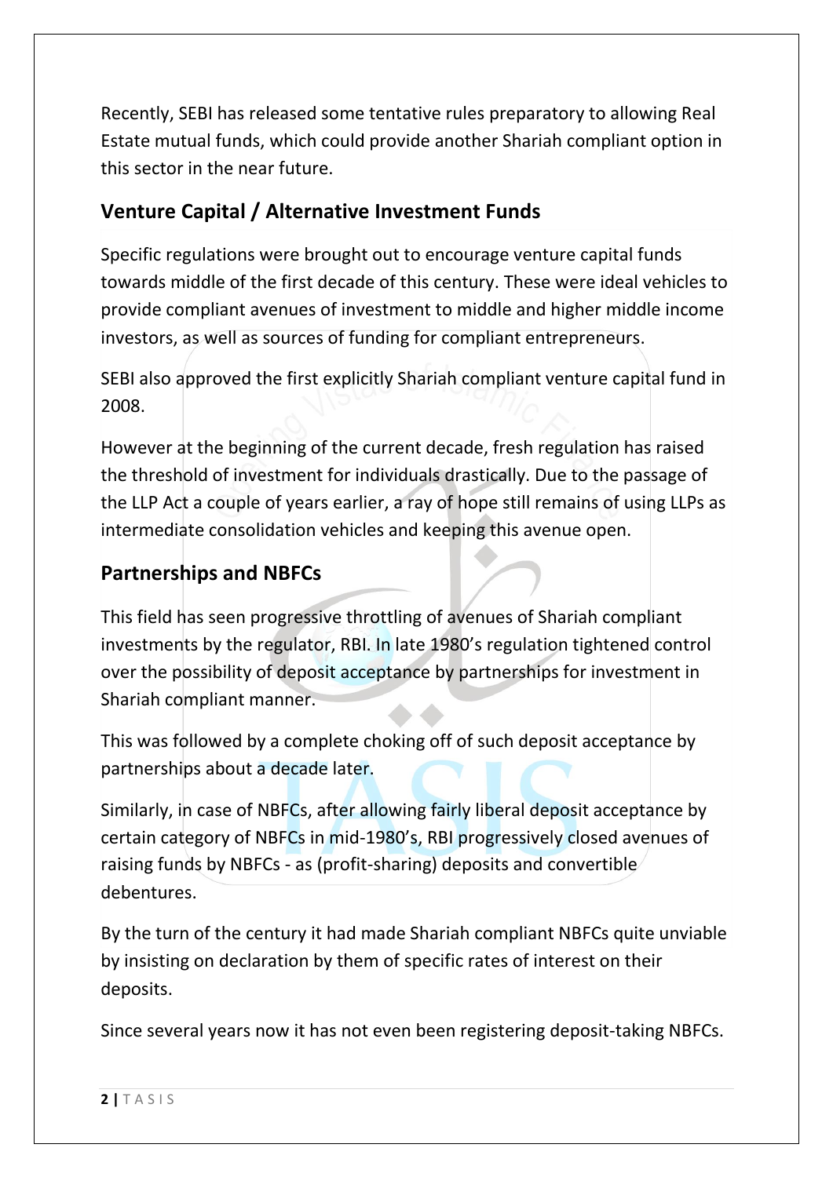Recently, SEBI has released some tentative rules preparatory to allowing Real Estate mutual funds, which could provide another Shariah compliant option in this sector in the near future.

## Venture Capital / Alternative Investment Funds

Specific regulations were brought out to encourage venture capital funds towards middle of the first decade of this century. These were ideal vehicles to provide compliant avenues of investment to middle and higher middle income investors, as well as sources of funding for compliant entrepreneurs.

SEBI also approved the first explicitly Shariah compliant venture capital fund in 2008.

However at the beginning of the current decade, fresh regulation has raised the threshold of investment for individuals drastically. Due to the passage of the LLP Act a couple of years earlier, a ray of hope still remains of using LLPs as intermediate consolidation vehicles and keeping this avenue open.

## Partnerships and NBFCs

This field has seen progressive throttling of avenues of Shariah compliant investments by the regulator, RBI. In late 1980's regulation tightened control over the possibility of deposit acceptance by partnerships for investment in Shariah compliant manner.

This was followed by a complete choking off of such deposit acceptance by partnerships about a decade later.

Similarly, in case of NBFCs, after allowing fairly liberal deposit acceptance by certain category of NBFCs in mid-1980's, RBI progressively closed avenues of raising funds by NBFCs - as (profit-sharing) deposits and convertible debentures.

By the turn of the century it had made Shariah compliant NBFCs quite unviable by insisting on declaration by them of specific rates of interest on their deposits.

Since several years now it has not even been registering deposit-taking NBFCs.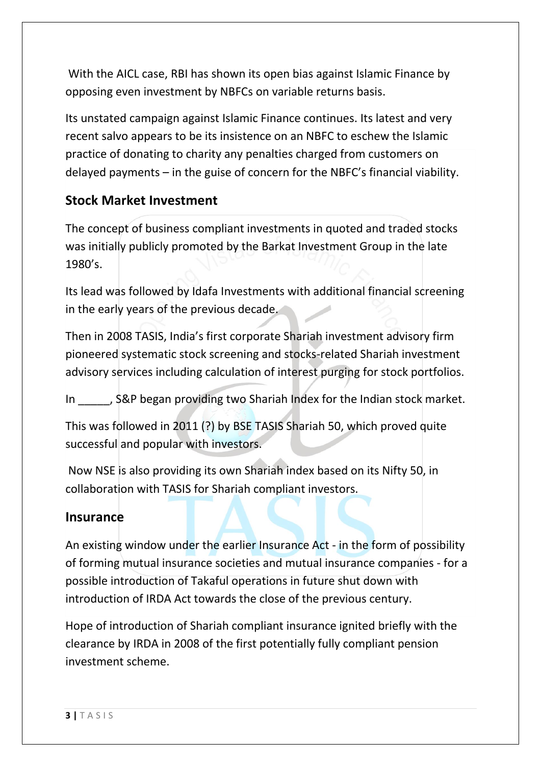With the AICL case, RBI has shown its open bias against Islamic Finance by opposing even investment by NBFCs on variable returns basis.

Its unstated campaign against Islamic Finance continues. Its latest and very recent salvo appears to be its insistence on an NBFC to eschew the Islamic practice of donating to charity any penalties charged from customers on delayed payments – in the guise of concern for the NBFC's financial viability.

## Stock Market Investment

The concept of business compliant investments in quoted and traded stocks was initially publicly promoted by the Barkat Investment Group in the late 1980's.

Its lead was followed by Idafa Investments with additional financial screening in the early years of the previous decade.

Then in 2008 TASIS, India's first corporate Shariah investment advisory firm pioneered systematic stock screening and stocks-related Shariah investment advisory services including calculation of interest purging for stock portfolios.

In _____, S&P began providing two Shariah Index for the Indian stock market.

This was followed in 2011 (?) by BSE TASIS Shariah 50, which proved quite successful and popular with investors.

Now NSE is also providing its own Shariah index based on its Nifty 50, in collaboration with TASIS for Shariah compliant investors.

## Insurance

An existing window under the earlier Insurance Act - in the form of possibility of forming mutual insurance societies and mutual insurance companies - for a possible introduction of Takaful operations in future shut down with introduction of IRDA Act towards the close of the previous century.

Hope of introduction of Shariah compliant insurance ignited briefly with the clearance by IRDA in 2008 of the first potentially fully compliant pension investment scheme.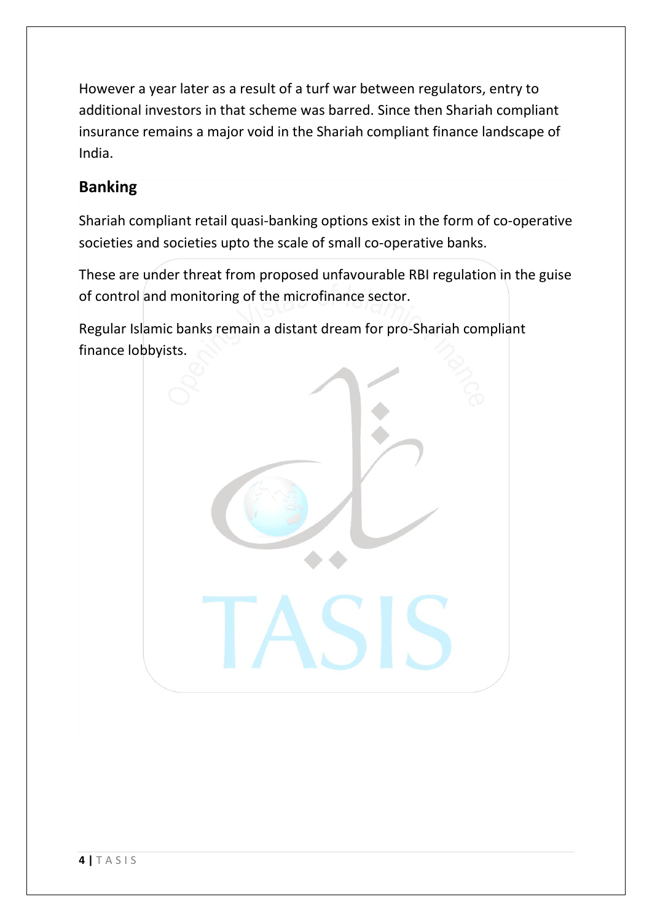However a year later as a result of a turf war between regulators, entry to additional investors in that scheme was barred. Since then Shariah compliant insurance remains a major void in the Shariah compliant finance landscape of India.

## Banking

Shariah compliant retail quasi-banking options exist in the form of co-operative societies and societies upto the scale of small co-operative banks.

These are under threat from proposed unfavourable RBI regulation in the guise of control and monitoring of the microfinance sector.

Regular Islamic banks remain a distant dream for pro-Shariah compliant finance lobbyists.